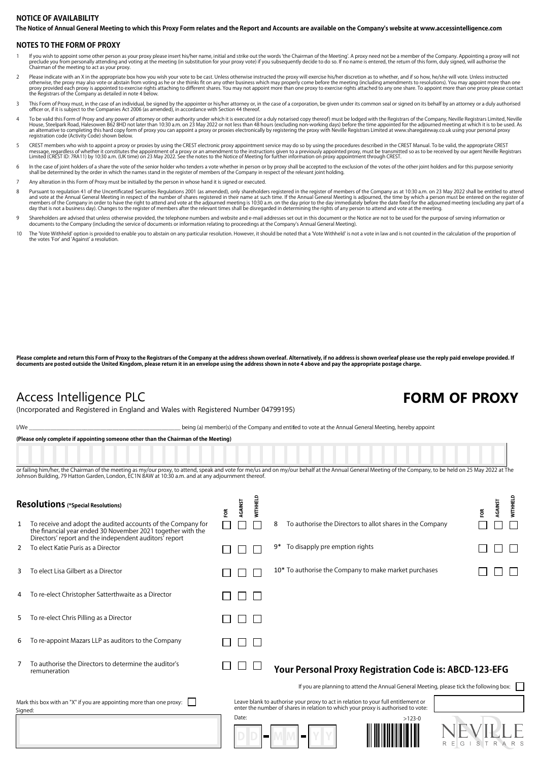## NOTICE OF AVAILABILITY

**The Notice of Annual General Meeting to which this Proxy Form relates and the Report and Accounts are available on the Company's website at www.accessintelligence.com**

## NOTES TO THE FORM OF PROXY

1. If you wish to appoint some other person as your proxy please insert his/her name, initial and strike out the words 'the Chairman of the Meeting'. A proxy need not be a member of the Company. Appointing a proxy will not preclude you from personally attending and voting at the meeting (in substitution for your proxy vote) if you subsequently decide to do so. If no name is entered, the return of this form, duly signed, will authorise the Chairman of the meeting to act as your proxy.
2. Please indicate with an X in the appropriate box how you wish your vote to be cast. Unless otherwise instructed the proxy will exercise his/her discretion as to whether, and if so how, he/she will vote. Unless instructed otherwise, the proxy may also vote or abstain from voting as he or she thinks fit on any other business which may properly come before the meeting (including amendments to resolutions). You may appoint more than one proxy provided each proxy is appointed to exercise rights attaching to different shares. You may not appoint more than one proxy to exercise rights attached to any one share. To appoint more than one proxy please contact the Registrars of the Company as detailed in note 4 below.
3. This Form of Proxy must, in the case of an individual, be signed by the appointer or his/her attorney or, in the case of a corporation, be given under its common seal or signed on its behalf by an attorney or a duly authorised officer or, if it is subject to the Companies Act 2006 (as amended), in accordance with Section 44 thereof.
4. To be valid this Form of Proxy and any power of attorney or other authority under which it is executed (or a duly notarised copy thereof) must be lodged with the Registrars of the Company, Neville Registrars Limited, Neville House, Steelpark Road, Halesowen B62 8HD not later than 10:30 a.m. on 23 May 2022 or not less than 48 hours (excluding non-working days) before the time appointed for the adjourned meeting at which it is to be used. As an alternative to completing this hard copy form of proxy you can appoint a proxy or proxies electronically by registering the proxy with Neville Registrars Limited at www.sharegateway.co.uk using your personal proxy registration code (Activity Code) shown below.
5. CREST members who wish to appoint a proxy or proxies by using the CREST electronic proxy appointment service may do so by using the procedures described in the CREST Manual. To be valid, the appropriate CREST message, regardless of whether it constitutes the appointment of a proxy or an amendment to the instructions given to a previously appointed proxy, must be transmitted so as to be received by our agent Neville Registrars Limited (CREST ID: 7RA11) by 10:30 a.m. (UK time) on 23 May 2022. See the notes to the Notice of Meeting for further information on proxy appointment through CREST.
6. In the case of joint holders of a share the vote of the senior holder who tenders a vote whether in person or by proxy shall be accepted to the exclusion of the votes of the other joint holders and for this purpose seniority shall be determined by the order in which the names stand in the register of members of the Company in respect of the relevant joint holding.
7. Any alteration in this Form of Proxy must be initialled by the person in whose hand it is signed or executed.
8. Pursuant to regulation 41 of the Uncertificated Securities Regulations 2001 (as amended), only shareholders registered in the register of members of the Company as at 10:30 a.m. on 23 May 2022 shall be entitled to attend and vote at the Annual General Meeting in respect of the number of shares registered in their name at such time. If the Annual General Meeting is adjourned, the time by which a person must be entered on the register of members of the Company in order to have the right to attend and vote at the adjourned meeting is 10:30 a.m. on the day prior to the day immediately before the date fixed for the adjourned meeting (excluding any part of a day that is not a business day). Changes to the register of members after the relevant times shall be disregarded in determining the rights of any person to attend and vote at the meeting.
9. Shareholders are advised that unless otherwise provided, the telephone numbers and website and e-mail addresses set out in this document or the Notice are not to be used for the purpose of serving information or documents to the Company (including the service of documents or information relating to proceedings at the Company's Annual General Meeting).
10. The 'Vote Withheld' option is provided to enable you to abstain on any particular resolution. However, it should be noted that a 'Vote Withheld' is not a vote in law and is not counted in the calculation of the proportion of the votes 'For' and 'Against' a resolution.

**Please complete and return this Form of Proxy to the Registrars of the Company at the address shown overleaf. Alternatively, if no address is shown overleaf please use the reply paid envelope provided. If documents are posted outside the United Kingdom, please return it in an envelope using the address shown in note 4 above and pay the appropriate postage charge.**

# Access Intelligence PLC

# FORM OF PROXY

(Incorporated and Registered in England and Wales with Registered Number 04799195)

I/We ______________________________ being (a) member(s) of the Company and entitled to vote at the Annual General Meeting, hereby appoint

**(Please only complete if appointing someone other than the Chairman of the Meeting)**

or failing him/her, the Chairman of the meeting as my/our proxy, to attend, speak and vote for me/us and on my/our behalf at the Annual General Meeting of the Company, to be held on 25 May 2022 at The Johnson Building, 79 Hatton Garden, London, EC1N 8AW at 10:30 a.m. and at any adjournment thereof.

## Resolutions (*Special Resolutions)

| | Resolution | FOR | AGAINST | WITHHELD |
|---|---|---|---|---|
| 1 | To receive and adopt the audited accounts of the Company for the financial year ended 30 November 2021 together with the Directors' report and the independent auditors' report | ☐ | ☐ | ☐ |
| 2 | To elect Katie Puris as a Director | ☐ | ☐ | ☐ |
| 3 | To elect Lisa Gilbert as a Director | ☐ | ☐ | ☐ |
| 4 | To re-elect Christopher Satterthwaite as a Director | ☐ | ☐ | ☐ |
| 5 | To re-elect Chris Pilling as a Director | ☐ | ☐ | ☐ |
| 6 | To re-appoint Mazars LLP as auditors to the Company | ☐ | ☐ | ☐ |
| 7 | To authorise the Directors to determine the auditor's remuneration | ☐ | ☐ | ☐ |
| 8 | To authorise the Directors to allot shares in the Company | ☐ | ☐ | ☐ |
| 9* | To disapply pre emption rights | ☐ | ☐ | ☐ |
| 10* | To authorise the Company to make market purchases | ☐ | ☐ | ☐ |

**Your Personal Proxy Registration Code is: ABCD-123-EFG**

If you are planning to attend the Annual General Meeting, please tick the following box: ☐

Mark this box with an "X" if you are appointing more than one proxy: ☐

Leave blank to authorise your proxy to act in relation to your full entitlement or enter the number of shares in relation to which your proxy is authorised to vote:

Signed:

Date: D D - M M - Y Y

>123-0

NEVILLE REGISTRARS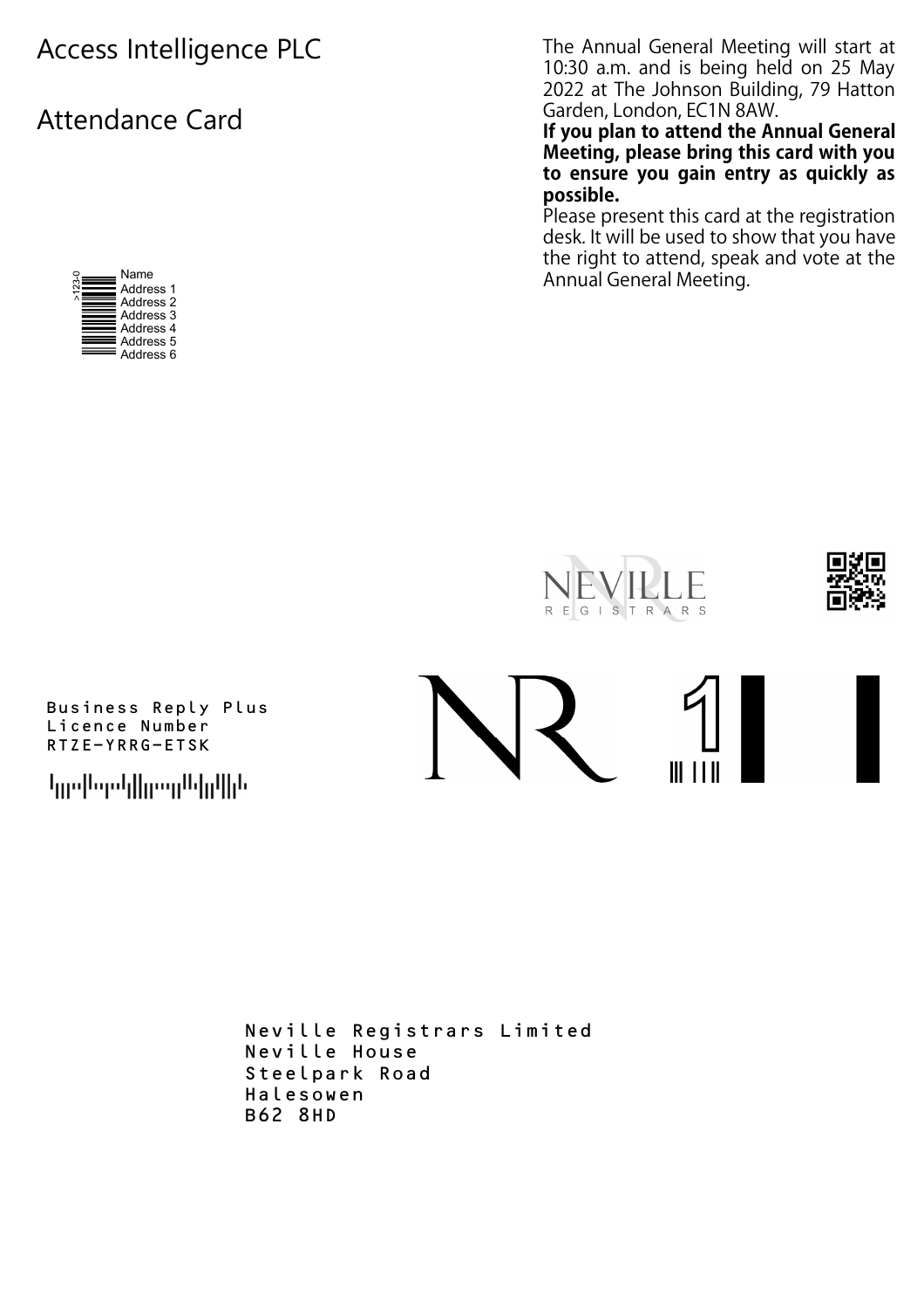# Access Intelligence PLC

## Attendance Card

>123-0

Name
Address 1
Address 2
Address 3
Address 4
Address 5
Address 6

The Annual General Meeting will start at 10:30 a.m. and is being held on 25 May 2022 at The Johnson Building, 79 Hatton Garden, London, EC1N 8AW.

**If you plan to attend the Annual General Meeting, please bring this card with you to ensure you gain entry as quickly as possible.**

Please present this card at the registration desk. It will be used to show that you have the right to attend, speak and vote at the Annual General Meeting.

NEVILLE
REGISTRARS

Business Reply Plus
Licence Number
RTZE-YRRG-ETSK

NR 1

Neville Registrars Limited
Neville House
Steelpark Road
Halesowen
B62 8HD